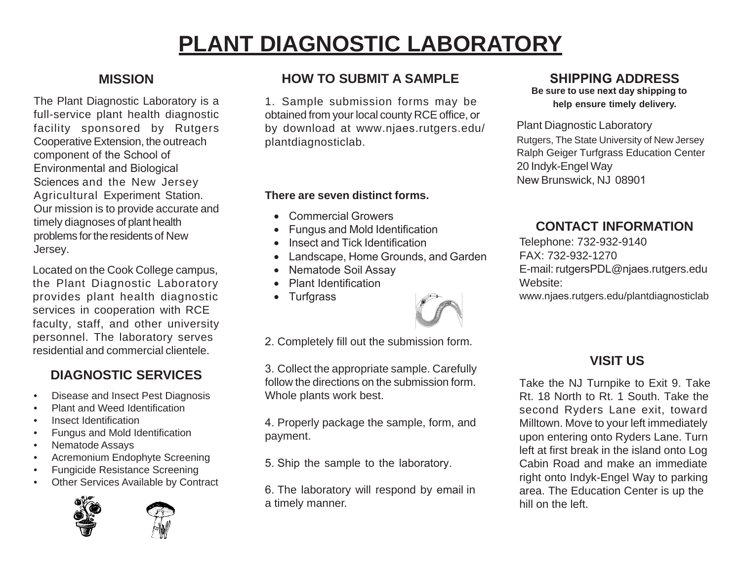# PLANT DIAGNOSTIC LABORATORY

## MISSION

The Plant Diagnostic Laboratory is a full-service plant health diagnostic facility sponsored by Rutgers Cooperative Extension, the outreach component of the School of Environmental and Biological Sciences and the New Jersey Agricultural Experiment Station. Our mission is to provide accurate and timely diagnoses of plant health problems for the residents of New Jersey.

Located on the Cook College campus, the Plant Diagnostic Laboratory provides plant health diagnostic services in cooperation with RCE faculty, staff, and other university personnel. The laboratory serves residential and commercial clientele.

## DIAGNOSTIC SERVICES

- Disease and Insect Pest Diagnosis
- Plant and Weed Identification
- Insect Identification
- Fungus and Mold Identification
- Nematode Assays
- Acremonium Endophyte Screening
- Fungicide Resistance Screening
- Other Services Available by Contract

## HOW TO SUBMIT A SAMPLE

1. Sample submission forms may be obtained from your local county RCE office, or by download at www.njaes.rutgers.edu/plantdiagnosticlab.

**There are seven distinct forms.**

- Commercial Growers
- Fungus and Mold Identification
- Insect and Tick Identification
- Landscape, Home Grounds, and Garden
- Nematode Soil Assay
- Plant Identification
- Turfgrass

2. Completely fill out the submission form.

3. Collect the appropriate sample. Carefully follow the directions on the submission form. Whole plants work best.

4. Properly package the sample, form, and payment.

5. Ship the sample to the laboratory.

6. The laboratory will respond by email in a timely manner.

## SHIPPING ADDRESS

**Be sure to use next day shipping to help ensure timely delivery.**

Plant Diagnostic Laboratory
Rutgers, The State University of New Jersey
Ralph Geiger Turfgrass Education Center
20 Indyk-Engel Way
New Brunswick, NJ 08901

## CONTACT INFORMATION

Telephone: 732-932-9140
FAX: 732-932-1270
E-mail: rutgersPDL@njaes.rutgers.edu
Website:
www.njaes.rutgers.edu/plantdiagnosticlab

## VISIT US

Take the NJ Turnpike to Exit 9. Take Rt. 18 North to Rt. 1 South. Take the second Ryders Lane exit, toward Milltown. Move to your left immediately upon entering onto Ryders Lane. Turn left at first break in the island onto Log Cabin Road and make an immediate right onto Indyk-Engel Way to parking area. The Education Center is up the hill on the left.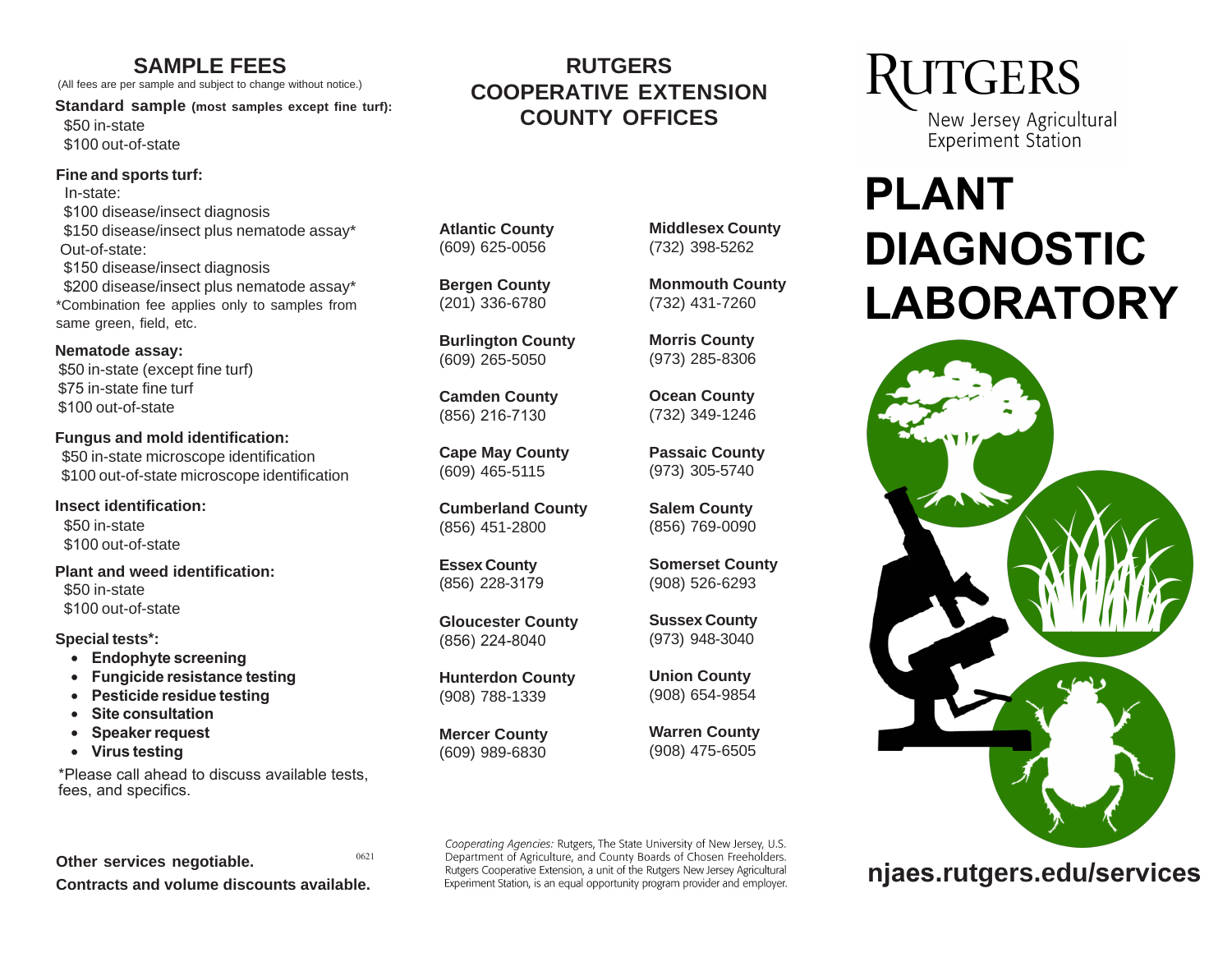## SAMPLE FEES

(All fees are per sample and subject to change without notice.)

**Standard sample (most samples except fine turf):**
$50 in-state
$100 out-of-state

**Fine and sports turf:**
In-state:
$100 disease/insect diagnosis
$150 disease/insect plus nematode assay*
Out-of-state:
$150 disease/insect diagnosis
$200 disease/insect plus nematode assay*
*Combination fee applies only to samples from same green, field, etc.

**Nematode assay:**
$50 in-state (except fine turf)
$75 in-state fine turf
$100 out-of-state

**Fungus and mold identification:**
$50 in-state microscope identification
$100 out-of-state microscope identification

**Insect identification:**
$50 in-state
$100 out-of-state

**Plant and weed identification:**
$50 in-state
$100 out-of-state

**Special tests*:**

- **Endophyte screening**
- **Fungicide resistance testing**
- **Pesticide residue testing**
- **Site consultation**
- **Speaker request**
- **Virus testing**

*Please call ahead to discuss available tests, fees, and specifics.

**Other services negotiable.**

**Contracts and volume discounts available.**

0621

## RUTGERS COOPERATIVE EXTENSION COUNTY OFFICES

**Atlantic County**
(609) 625-0056

**Bergen County**
(201) 336-6780

**Burlington County**
(609) 265-5050

**Camden County**
(856) 216-7130

**Cape May County**
(609) 465-5115

**Cumberland County**
(856) 451-2800

**Essex County**
(856) 228-3179

**Gloucester County**
(856) 224-8040

**Hunterdon County**
(908) 788-1339

**Mercer County**
(609) 989-6830

**Middlesex County**
(732) 398-5262

**Monmouth County**
(732) 431-7260

**Morris County**
(973) 285-8306

**Ocean County**
(732) 349-1246

**Passaic County**
(973) 305-5740

**Salem County**
(856) 769-0090

**Somerset County**
(908) 526-6293

**Sussex County**
(973) 948-3040

**Union County**
(908) 654-9854

**Warren County**
(908) 475-6505

*Cooperating Agencies:* Rutgers, The State University of New Jersey, U.S. Department of Agriculture, and County Boards of Chosen Freeholders. Rutgers Cooperative Extension, a unit of the Rutgers New Jersey Agricultural Experiment Station, is an equal opportunity program provider and employer.

RUTGERS
New Jersey Agricultural Experiment Station

# PLANT DIAGNOSTIC LABORATORY

**njaes.rutgers.edu/services**